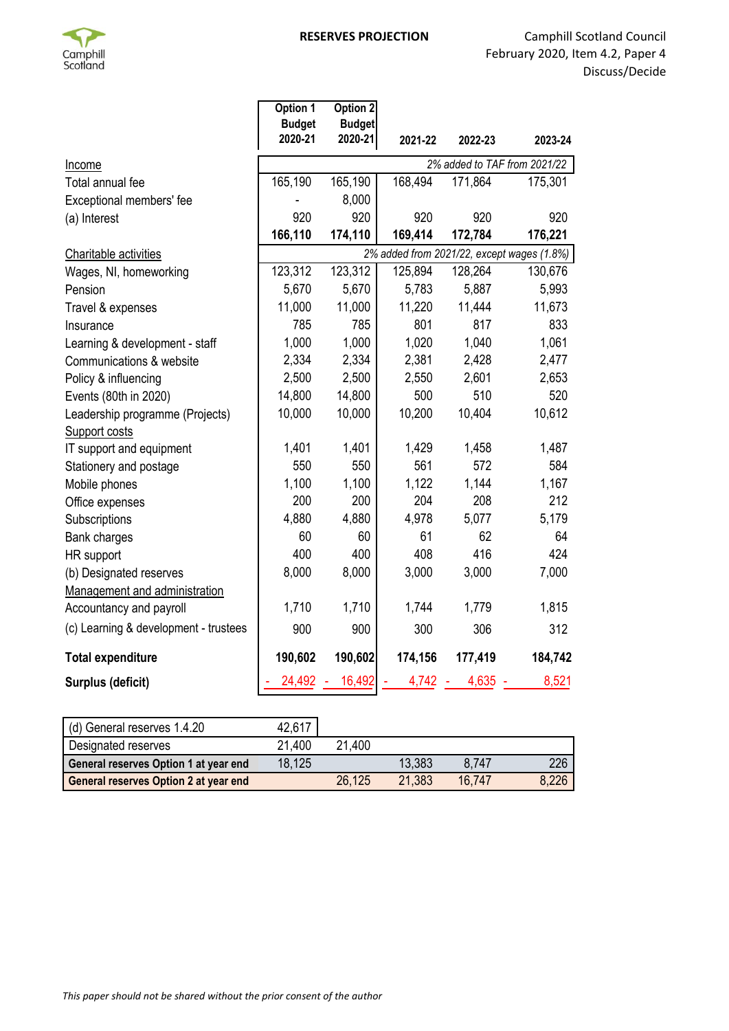Camphill Scotland

# RESERVES PROJECTION

Camphill Scotland Council
February 2020, Item 4.2, Paper 4
Discuss/Decide

| | Option 1 Budget 2020-21 | Option 2 Budget 2020-21 | 2021-22 | 2022-23 | 2023-24 |
|---|---|---|---|---|---|
| Income | | | *2% added to TAF from 2021/22* | | |
| Total annual fee | 165,190 | 165,190 | 168,494 | 171,864 | 175,301 |
| Exceptional members' fee | - | 8,000 | | | |
| (a) Interest | 920 | 920 | 920 | 920 | 920 |
| | **166,110** | **174,110** | **169,414** | **172,784** | **176,221** |
| Charitable activities | | | *2% added from 2021/22, except wages (1.8%)* | | |
| Wages, NI, homeworking | 123,312 | 123,312 | 125,894 | 128,264 | 130,676 |
| Pension | 5,670 | 5,670 | 5,783 | 5,887 | 5,993 |
| Travel & expenses | 11,000 | 11,000 | 11,220 | 11,444 | 11,673 |
| Insurance | 785 | 785 | 801 | 817 | 833 |
| Learning & development - staff | 1,000 | 1,000 | 1,020 | 1,040 | 1,061 |
| Communications & website | 2,334 | 2,334 | 2,381 | 2,428 | 2,477 |
| Policy & influencing | 2,500 | 2,500 | 2,550 | 2,601 | 2,653 |
| Events (80th in 2020) | 14,800 | 14,800 | 500 | 510 | 520 |
| Leadership programme (Projects) | 10,000 | 10,000 | 10,200 | 10,404 | 10,612 |
| Support costs | | | | | |
| IT support and equipment | 1,401 | 1,401 | 1,429 | 1,458 | 1,487 |
| Stationery and postage | 550 | 550 | 561 | 572 | 584 |
| Mobile phones | 1,100 | 1,100 | 1,122 | 1,144 | 1,167 |
| Office expenses | 200 | 200 | 204 | 208 | 212 |
| Subscriptions | 4,880 | 4,880 | 4,978 | 5,077 | 5,179 |
| Bank charges | 60 | 60 | 61 | 62 | 64 |
| HR support | 400 | 400 | 408 | 416 | 424 |
| (b) Designated reserves | 8,000 | 8,000 | 3,000 | 3,000 | 7,000 |
| Management and administration | | | | | |
| Accountancy and payroll | 1,710 | 1,710 | 1,744 | 1,779 | 1,815 |
| (c) Learning & development - trustees | 900 | 900 | 300 | 306 | 312 |
| **Total expenditure** | **190,602** | **190,602** | **174,156** | **177,419** | **184,742** |
| **Surplus (deficit)** | - 24,492 | - 16,492 | - 4,742 | - 4,635 | - 8,521 |

| | | | | | |
|---|---|---|---|---|---|
| (d) General reserves 1.4.20 | 42,617 | | | | |
| Designated reserves | 21,400 | 21,400 | | | |
| **General reserves Option 1 at year end** | 18,125 | | 13,383 | 8,747 | 226 |
| **General reserves Option 2 at year end** | | 26,125 | 21,383 | 16,747 | 8,226 |

*This paper should not be shared without the prior consent of the author*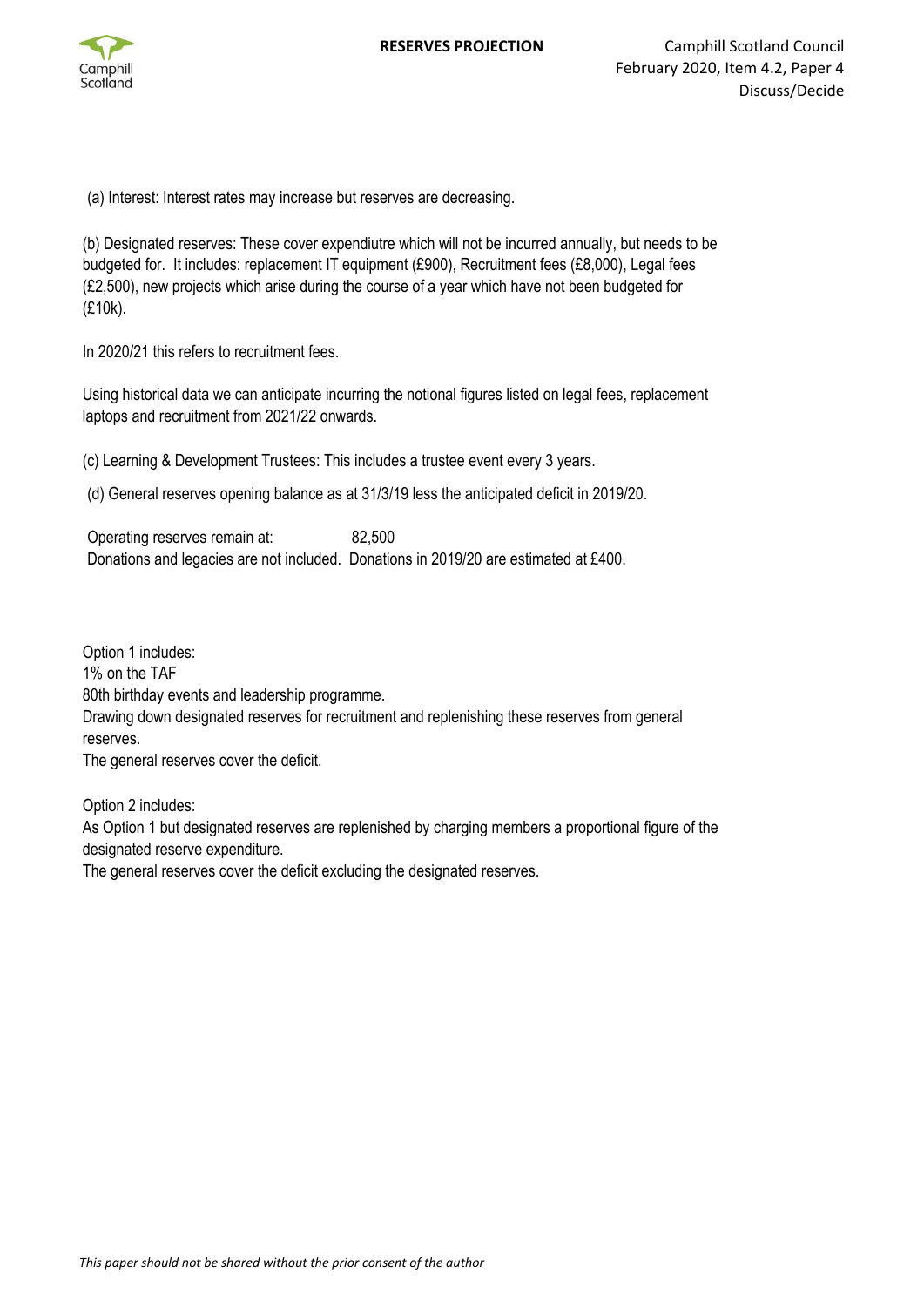(a) Interest: Interest rates may increase but reserves are decreasing.

(b) Designated reserves: These cover expendiutre which will not be incurred annually, but needs to be budgeted for. It includes: replacement IT equipment (£900), Recruitment fees (£8,000), Legal fees (£2,500), new projects which arise during the course of a year which have not been budgeted for (£10k).

In 2020/21 this refers to recruitment fees.

Using historical data we can anticipate incurring the notional figures listed on legal fees, replacement laptops and recruitment from 2021/22 onwards.

(c) Learning & Development Trustees: This includes a trustee event every 3 years.

(d) General reserves opening balance as at 31/3/19 less the anticipated deficit in 2019/20.

Operating reserves remain at: 82,500
Donations and legacies are not included. Donations in 2019/20 are estimated at £400.

Option 1 includes:
1% on the TAF
80th birthday events and leadership programme.
Drawing down designated reserves for recruitment and replenishing these reserves from general reserves.
The general reserves cover the deficit.

Option 2 includes:
As Option 1 but designated reserves are replenished by charging members a proportional figure of the designated reserve expenditure.
The general reserves cover the deficit excluding the designated reserves.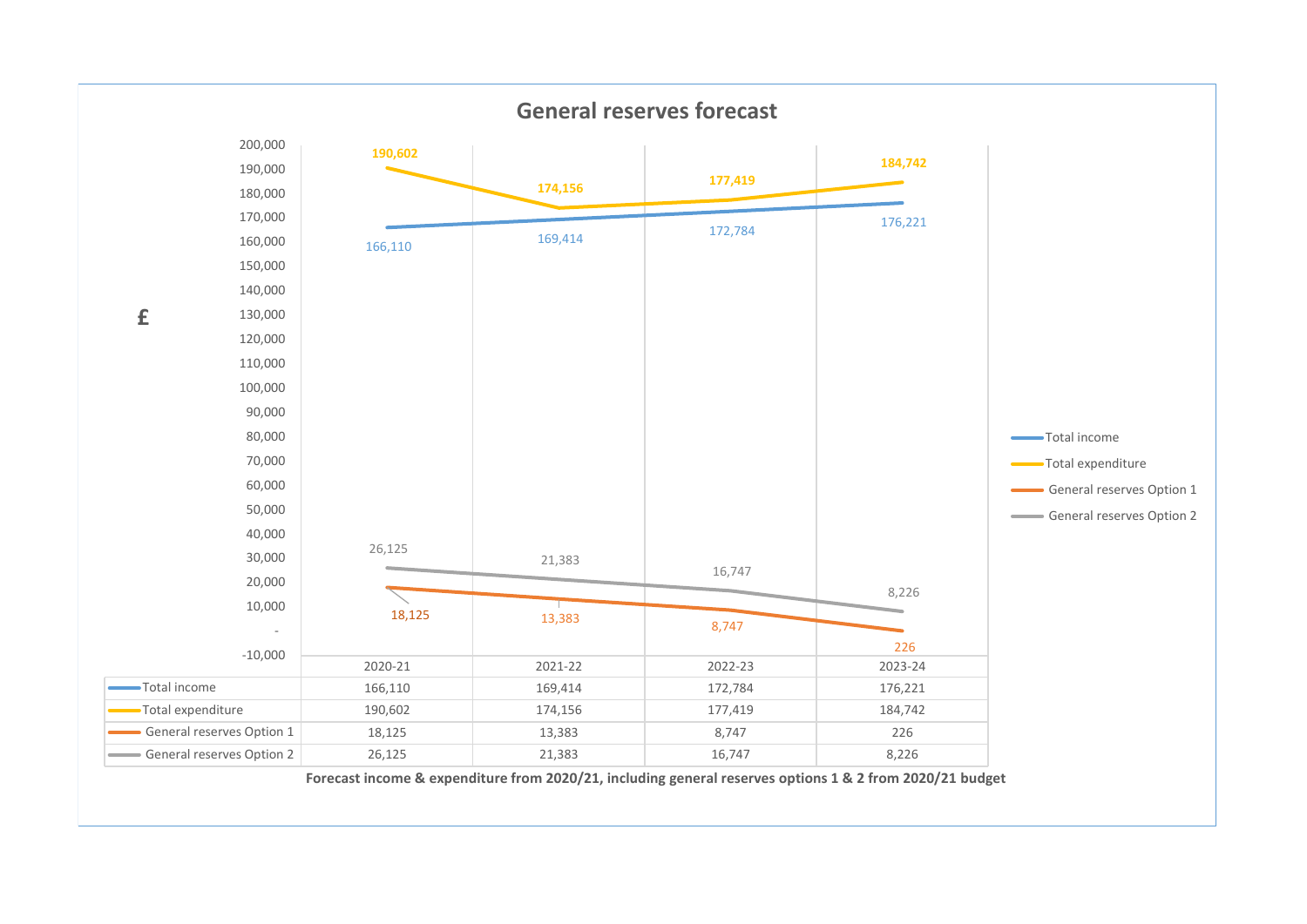## General reserves forecast

£

200,000
190,000
180,000
170,000
160,000
150,000
140,000
130,000
120,000
110,000
100,000
90,000
80,000
70,000
60,000
50,000
40,000
30,000
20,000
10,000
-
-10,000

190,602
174,156
177,419
184,742

166,110
169,414
172,784
176,221

26,125
21,383
16,747
8,226

18,125
13,383
8,747
226

Total income
Total expenditure
General reserves Option 1
General reserves Option 2

| | 2020-21 | 2021-22 | 2022-23 | 2023-24 |
|---|---|---|---|---|
| Total income | 166,110 | 169,414 | 172,784 | 176,221 |
| Total expenditure | 190,602 | 174,156 | 177,419 | 184,742 |
| General reserves Option 1 | 18,125 | 13,383 | 8,747 | 226 |
| General reserves Option 2 | 26,125 | 21,383 | 16,747 | 8,226 |

**Forecast income & expenditure from 2020/21, including general reserves options 1 & 2 from 2020/21 budget**